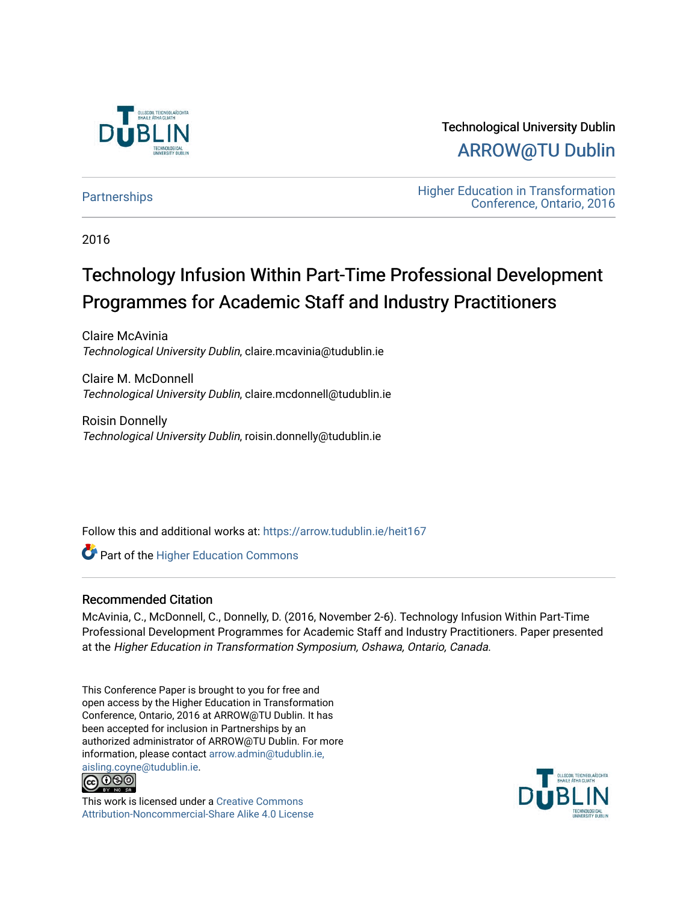Technological University Dublin

ARROW@TU Dublin

Partnerships

Higher Education in Transformation Conference, Ontario, 2016

2016

# Technology Infusion Within Part-Time Professional Development Programmes for Academic Staff and Industry Practitioners

Claire McAvinia
*Technological University Dublin*, claire.mcavinia@tudublin.ie

Claire M. McDonnell
*Technological University Dublin*, claire.mcdonnell@tudublin.ie

Roisin Donnelly
*Technological University Dublin*, roisin.donnelly@tudublin.ie

Follow this and additional works at: https://arrow.tudublin.ie/heit167

Part of the Higher Education Commons

## Recommended Citation

McAvinia, C., McDonnell, C., Donnelly, D. (2016, November 2-6). Technology Infusion Within Part-Time Professional Development Programmes for Academic Staff and Industry Practitioners. Paper presented at the *Higher Education in Transformation Symposium, Oshawa, Ontario, Canada.*

This Conference Paper is brought to you for free and open access by the Higher Education in Transformation Conference, Ontario, 2016 at ARROW@TU Dublin. It has been accepted for inclusion in Partnerships by an authorized administrator of ARROW@TU Dublin. For more information, please contact arrow.admin@tudublin.ie, aisling.coyne@tudublin.ie.

This work is licensed under a Creative Commons Attribution-Noncommercial-Share Alike 4.0 License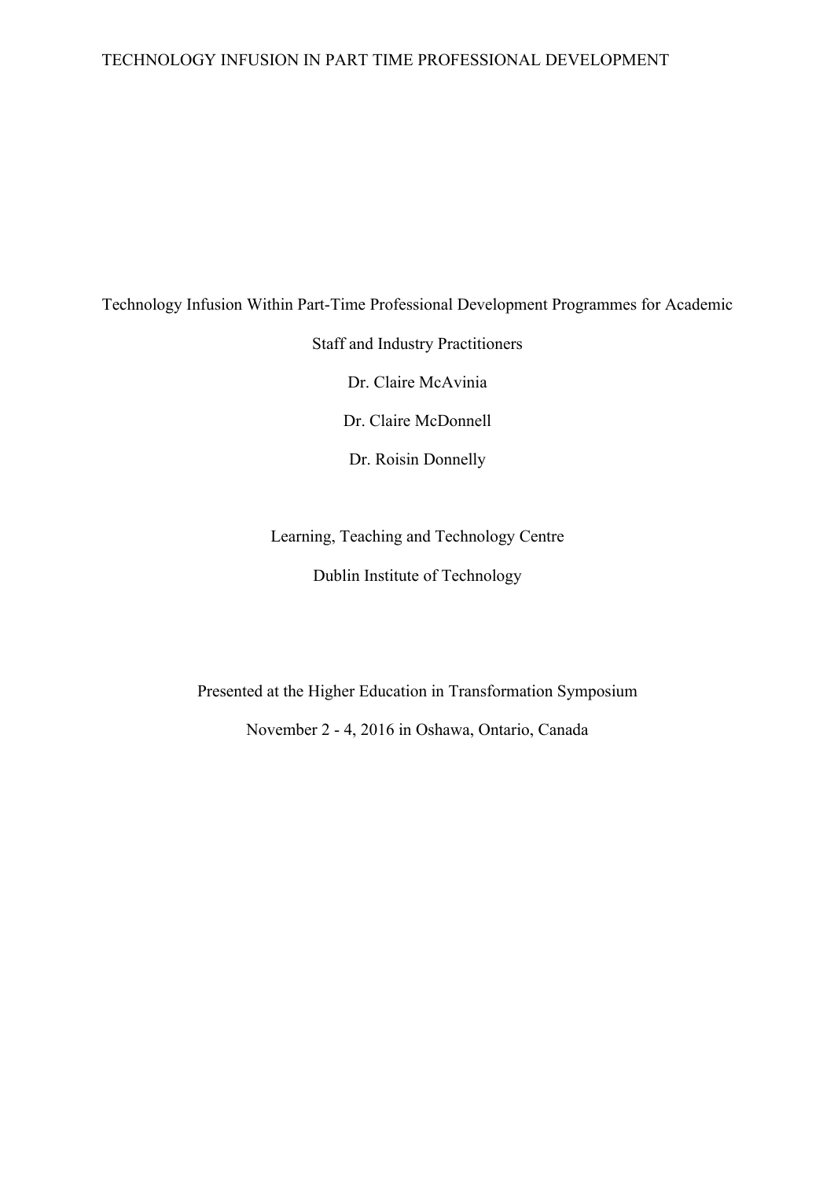# Technology Infusion Within Part-Time Professional Development Programmes for Academic Staff and Industry Practitioners

Dr. Claire McAvinia

Dr. Claire McDonnell

Dr. Roisin Donnelly

Learning, Teaching and Technology Centre

Dublin Institute of Technology

Presented at the Higher Education in Transformation Symposium

November 2 - 4, 2016 in Oshawa, Ontario, Canada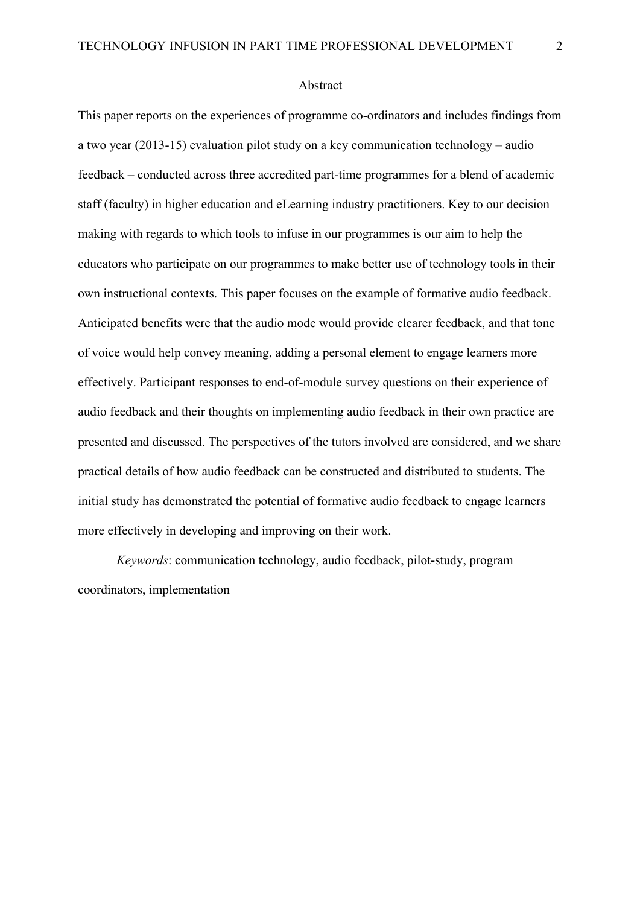## Abstract

This paper reports on the experiences of programme co-ordinators and includes findings from a two year (2013-15) evaluation pilot study on a key communication technology – audio feedback – conducted across three accredited part-time programmes for a blend of academic staff (faculty) in higher education and eLearning industry practitioners. Key to our decision making with regards to which tools to infuse in our programmes is our aim to help the educators who participate on our programmes to make better use of technology tools in their own instructional contexts. This paper focuses on the example of formative audio feedback. Anticipated benefits were that the audio mode would provide clearer feedback, and that tone of voice would help convey meaning, adding a personal element to engage learners more effectively. Participant responses to end-of-module survey questions on their experience of audio feedback and their thoughts on implementing audio feedback in their own practice are presented and discussed. The perspectives of the tutors involved are considered, and we share practical details of how audio feedback can be constructed and distributed to students. The initial study has demonstrated the potential of formative audio feedback to engage learners more effectively in developing and improving on their work.

*Keywords*: communication technology, audio feedback, pilot-study, program coordinators, implementation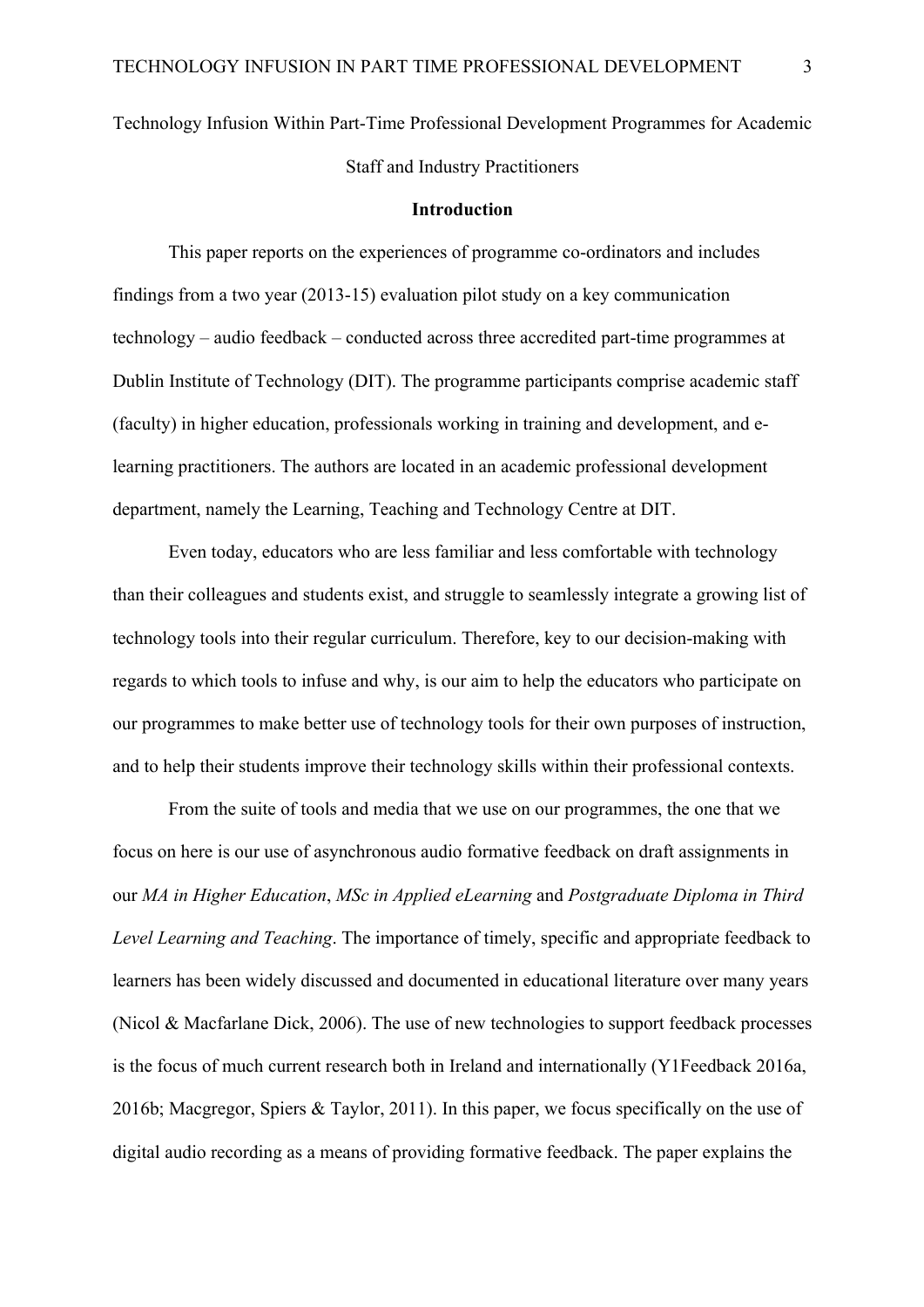Technology Infusion Within Part-Time Professional Development Programmes for Academic Staff and Industry Practitioners

## Introduction

This paper reports on the experiences of programme co-ordinators and includes findings from a two year (2013-15) evaluation pilot study on a key communication technology – audio feedback – conducted across three accredited part-time programmes at Dublin Institute of Technology (DIT). The programme participants comprise academic staff (faculty) in higher education, professionals working in training and development, and e-learning practitioners. The authors are located in an academic professional development department, namely the Learning, Teaching and Technology Centre at DIT.

Even today, educators who are less familiar and less comfortable with technology than their colleagues and students exist, and struggle to seamlessly integrate a growing list of technology tools into their regular curriculum. Therefore, key to our decision-making with regards to which tools to infuse and why, is our aim to help the educators who participate on our programmes to make better use of technology tools for their own purposes of instruction, and to help their students improve their technology skills within their professional contexts.

From the suite of tools and media that we use on our programmes, the one that we focus on here is our use of asynchronous audio formative feedback on draft assignments in our *MA in Higher Education*, *MSc in Applied eLearning* and *Postgraduate Diploma in Third Level Learning and Teaching*. The importance of timely, specific and appropriate feedback to learners has been widely discussed and documented in educational literature over many years (Nicol & Macfarlane Dick, 2006). The use of new technologies to support feedback processes is the focus of much current research both in Ireland and internationally (Y1Feedback 2016a, 2016b; Macgregor, Spiers & Taylor, 2011). In this paper, we focus specifically on the use of digital audio recording as a means of providing formative feedback. The paper explains the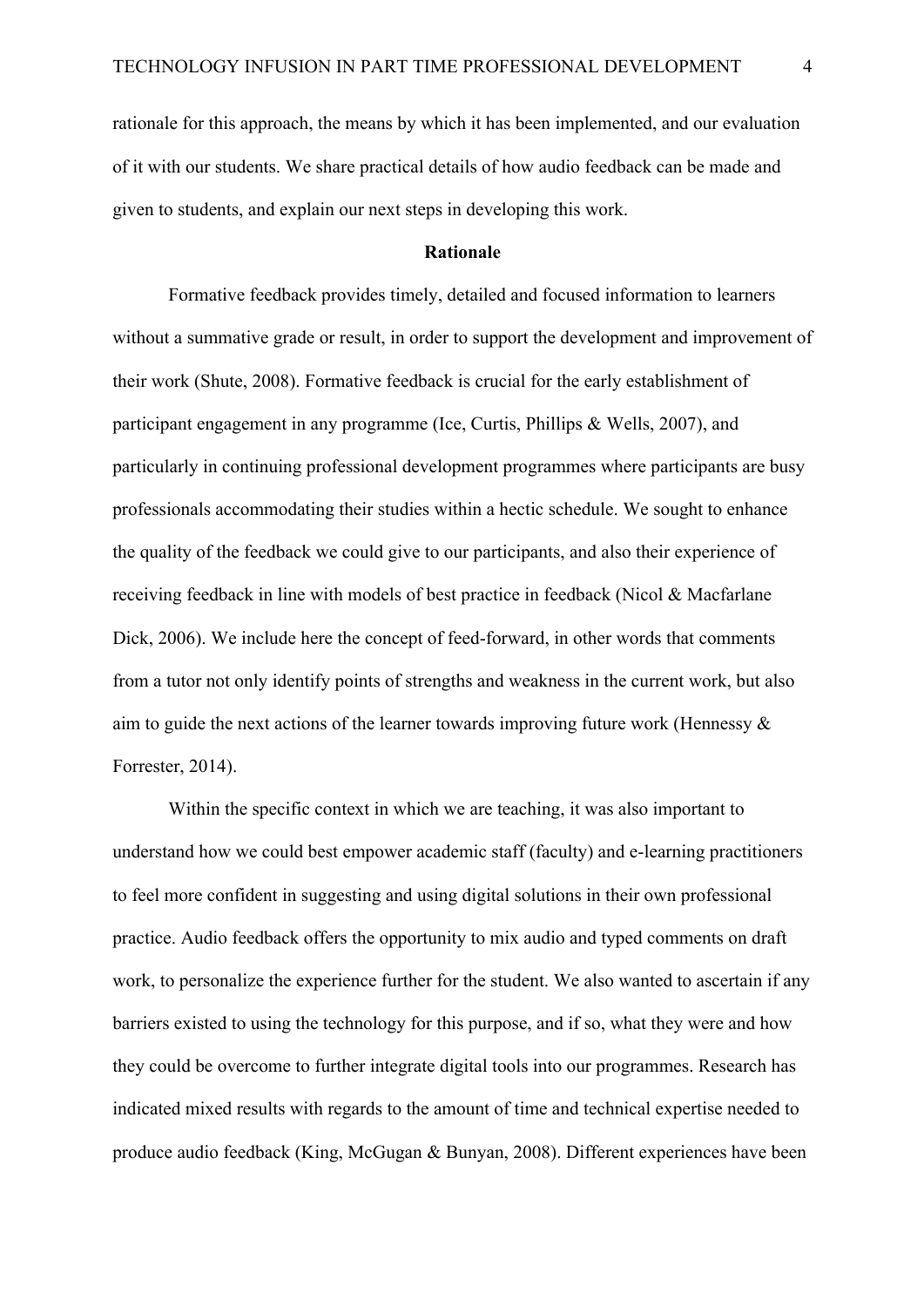rationale for this approach, the means by which it has been implemented, and our evaluation of it with our students. We share practical details of how audio feedback can be made and given to students, and explain our next steps in developing this work.

## Rationale

Formative feedback provides timely, detailed and focused information to learners without a summative grade or result, in order to support the development and improvement of their work (Shute, 2008). Formative feedback is crucial for the early establishment of participant engagement in any programme (Ice, Curtis, Phillips & Wells, 2007), and particularly in continuing professional development programmes where participants are busy professionals accommodating their studies within a hectic schedule. We sought to enhance the quality of the feedback we could give to our participants, and also their experience of receiving feedback in line with models of best practice in feedback (Nicol & Macfarlane Dick, 2006). We include here the concept of feed-forward, in other words that comments from a tutor not only identify points of strengths and weakness in the current work, but also aim to guide the next actions of the learner towards improving future work (Hennessy & Forrester, 2014).

Within the specific context in which we are teaching, it was also important to understand how we could best empower academic staff (faculty) and e-learning practitioners to feel more confident in suggesting and using digital solutions in their own professional practice. Audio feedback offers the opportunity to mix audio and typed comments on draft work, to personalize the experience further for the student. We also wanted to ascertain if any barriers existed to using the technology for this purpose, and if so, what they were and how they could be overcome to further integrate digital tools into our programmes. Research has indicated mixed results with regards to the amount of time and technical expertise needed to produce audio feedback (King, McGugan & Bunyan, 2008). Different experiences have been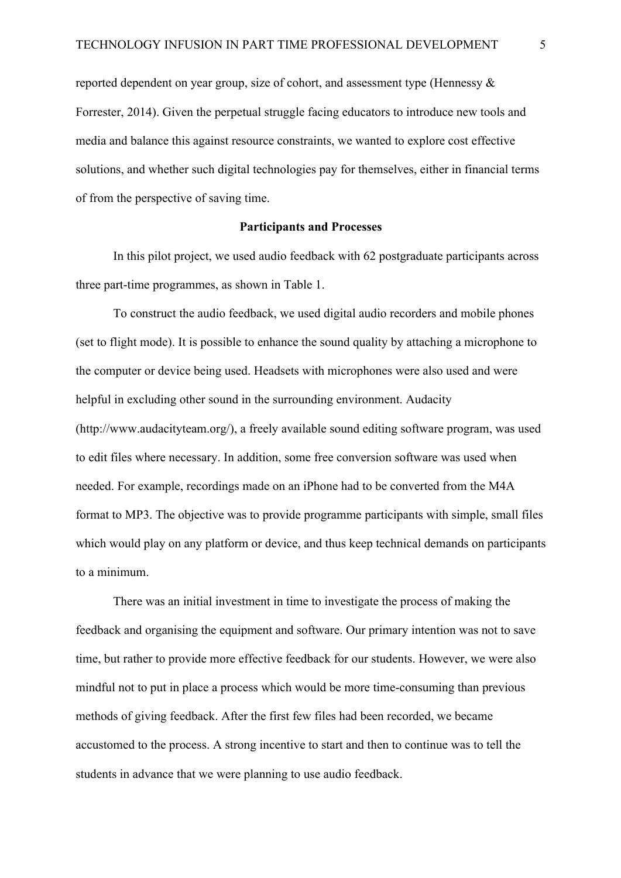reported dependent on year group, size of cohort, and assessment type (Hennessy & Forrester, 2014). Given the perpetual struggle facing educators to introduce new tools and media and balance this against resource constraints, we wanted to explore cost effective solutions, and whether such digital technologies pay for themselves, either in financial terms of from the perspective of saving time.

## Participants and Processes

In this pilot project, we used audio feedback with 62 postgraduate participants across three part-time programmes, as shown in Table 1.

To construct the audio feedback, we used digital audio recorders and mobile phones (set to flight mode). It is possible to enhance the sound quality by attaching a microphone to the computer or device being used. Headsets with microphones were also used and were helpful in excluding other sound in the surrounding environment. Audacity (http://www.audacityteam.org/), a freely available sound editing software program, was used to edit files where necessary. In addition, some free conversion software was used when needed. For example, recordings made on an iPhone had to be converted from the M4A format to MP3. The objective was to provide programme participants with simple, small files which would play on any platform or device, and thus keep technical demands on participants to a minimum.

There was an initial investment in time to investigate the process of making the feedback and organising the equipment and software. Our primary intention was not to save time, but rather to provide more effective feedback for our students. However, we were also mindful not to put in place a process which would be more time-consuming than previous methods of giving feedback. After the first few files had been recorded, we became accustomed to the process. A strong incentive to start and then to continue was to tell the students in advance that we were planning to use audio feedback.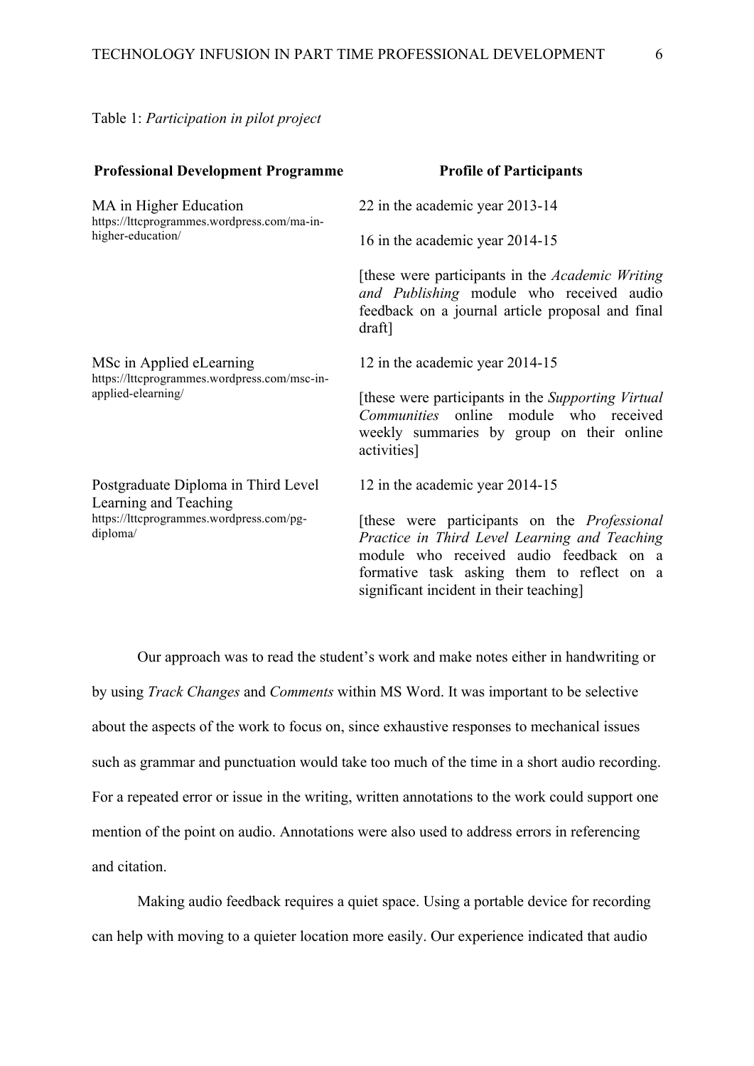Table 1: *Participation in pilot project*

| Professional Development Programme | Profile of Participants |
|---|---|
| MA in Higher Education<br>https://lttcprogrammes.wordpress.com/ma-in-higher-education/ | 22 in the academic year 2013-14<br><br>16 in the academic year 2014-15<br><br>[these were participants in the *Academic Writing and Publishing* module who received audio feedback on a journal article proposal and final draft] |
| MSc in Applied eLearning<br>https://lttcprogrammes.wordpress.com/msc-in-applied-elearning/ | 12 in the academic year 2014-15<br><br>[these were participants in the *Supporting Virtual Communities* online module who received weekly summaries by group on their online activities] |
| Postgraduate Diploma in Third Level Learning and Teaching<br>https://lttcprogrammes.wordpress.com/pg-diploma/ | 12 in the academic year 2014-15<br><br>[these were participants on the *Professional Practice in Third Level Learning and Teaching* module who received audio feedback on a formative task asking them to reflect on a significant incident in their teaching] |

Our approach was to read the student's work and make notes either in handwriting or by using *Track Changes* and *Comments* within MS Word. It was important to be selective about the aspects of the work to focus on, since exhaustive responses to mechanical issues such as grammar and punctuation would take too much of the time in a short audio recording. For a repeated error or issue in the writing, written annotations to the work could support one mention of the point on audio. Annotations were also used to address errors in referencing and citation.

Making audio feedback requires a quiet space. Using a portable device for recording can help with moving to a quieter location more easily. Our experience indicated that audio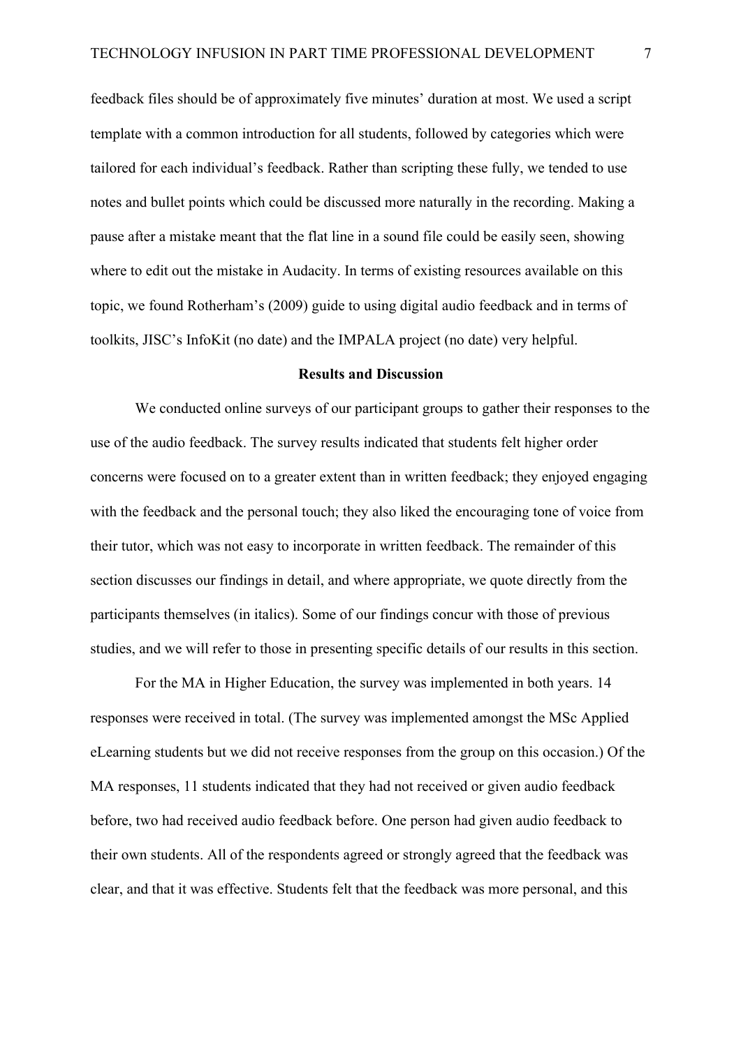feedback files should be of approximately five minutes' duration at most. We used a script template with a common introduction for all students, followed by categories which were tailored for each individual's feedback. Rather than scripting these fully, we tended to use notes and bullet points which could be discussed more naturally in the recording. Making a pause after a mistake meant that the flat line in a sound file could be easily seen, showing where to edit out the mistake in Audacity. In terms of existing resources available on this topic, we found Rotherham's (2009) guide to using digital audio feedback and in terms of toolkits, JISC's InfoKit (no date) and the IMPALA project (no date) very helpful.

## Results and Discussion

We conducted online surveys of our participant groups to gather their responses to the use of the audio feedback. The survey results indicated that students felt higher order concerns were focused on to a greater extent than in written feedback; they enjoyed engaging with the feedback and the personal touch; they also liked the encouraging tone of voice from their tutor, which was not easy to incorporate in written feedback. The remainder of this section discusses our findings in detail, and where appropriate, we quote directly from the participants themselves (in italics). Some of our findings concur with those of previous studies, and we will refer to those in presenting specific details of our results in this section.

For the MA in Higher Education, the survey was implemented in both years. 14 responses were received in total. (The survey was implemented amongst the MSc Applied eLearning students but we did not receive responses from the group on this occasion.) Of the MA responses, 11 students indicated that they had not received or given audio feedback before, two had received audio feedback before. One person had given audio feedback to their own students. All of the respondents agreed or strongly agreed that the feedback was clear, and that it was effective. Students felt that the feedback was more personal, and this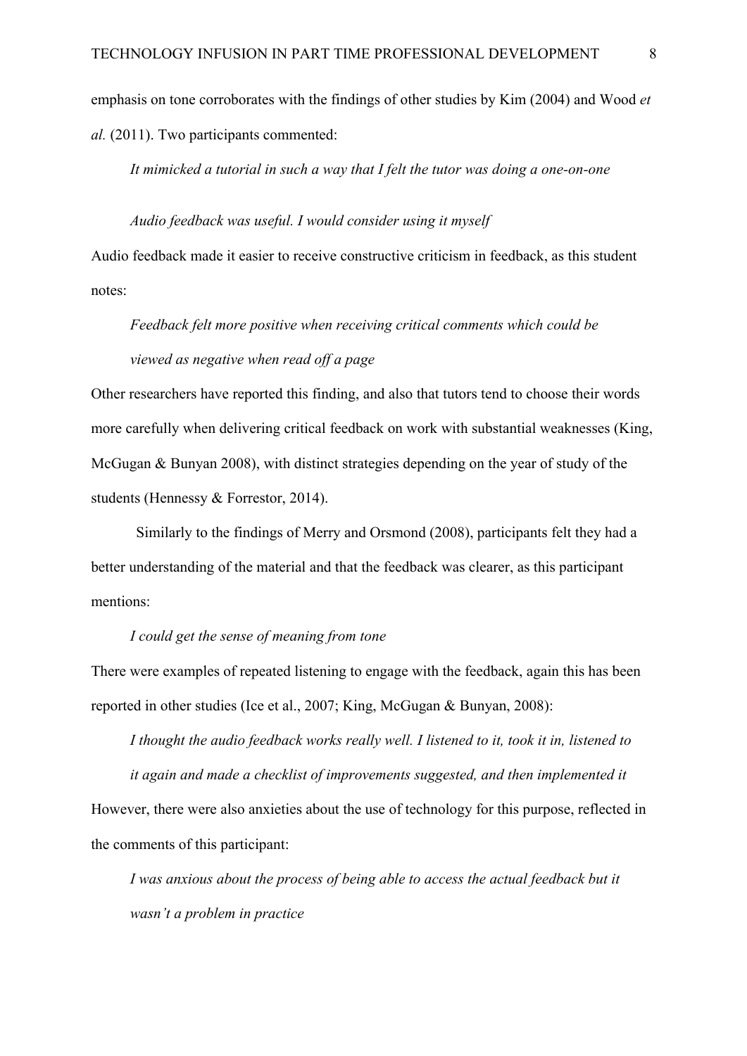emphasis on tone corroborates with the findings of other studies by Kim (2004) and Wood *et al.* (2011). Two participants commented:

> *It mimicked a tutorial in such a way that I felt the tutor was doing a one-on-one*
>
> *Audio feedback was useful. I would consider using it myself*

Audio feedback made it easier to receive constructive criticism in feedback, as this student notes:

> *Feedback felt more positive when receiving critical comments which could be viewed as negative when read off a page*

Other researchers have reported this finding, and also that tutors tend to choose their words more carefully when delivering critical feedback on work with substantial weaknesses (King, McGugan & Bunyan 2008), with distinct strategies depending on the year of study of the students (Hennessy & Forrestor, 2014).

Similarly to the findings of Merry and Orsmond (2008), participants felt they had a better understanding of the material and that the feedback was clearer, as this participant mentions:

> *I could get the sense of meaning from tone*

There were examples of repeated listening to engage with the feedback, again this has been reported in other studies (Ice et al., 2007; King, McGugan & Bunyan, 2008):

> *I thought the audio feedback works really well. I listened to it, took it in, listened to it again and made a checklist of improvements suggested, and then implemented it*

However, there were also anxieties about the use of technology for this purpose, reflected in the comments of this participant:

> *I was anxious about the process of being able to access the actual feedback but it wasn't a problem in practice*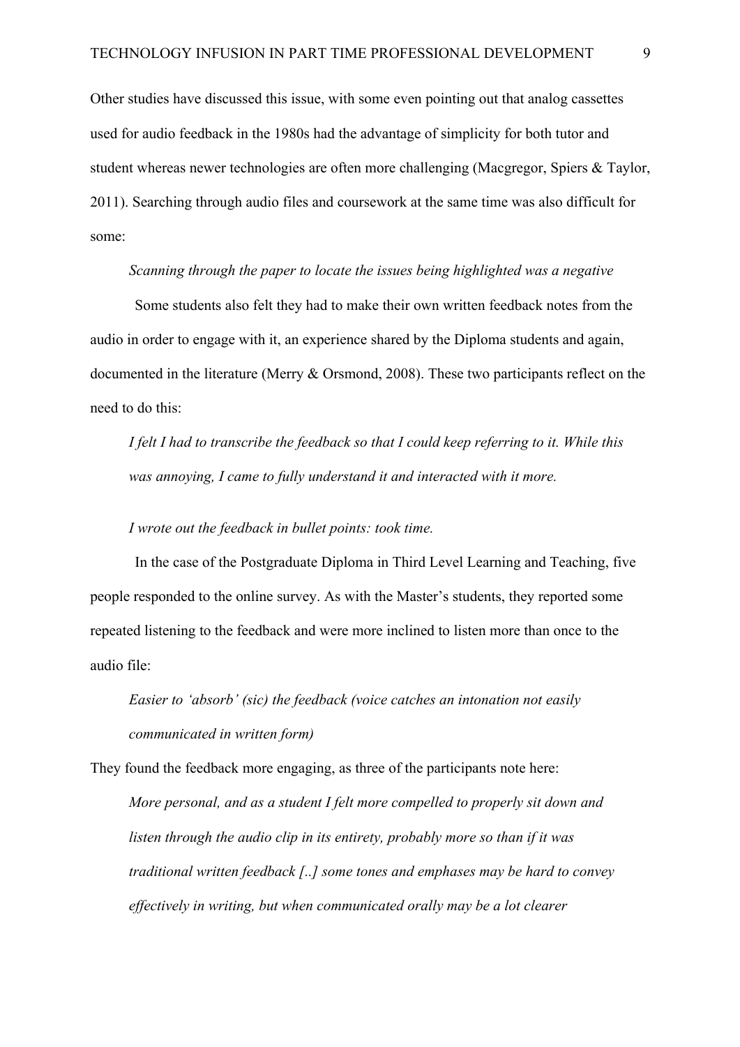Other studies have discussed this issue, with some even pointing out that analog cassettes used for audio feedback in the 1980s had the advantage of simplicity for both tutor and student whereas newer technologies are often more challenging (Macgregor, Spiers & Taylor, 2011). Searching through audio files and coursework at the same time was also difficult for some:

> *Scanning through the paper to locate the issues being highlighted was a negative*

Some students also felt they had to make their own written feedback notes from the audio in order to engage with it, an experience shared by the Diploma students and again, documented in the literature (Merry & Orsmond, 2008). These two participants reflect on the need to do this:

> *I felt I had to transcribe the feedback so that I could keep referring to it. While this was annoying, I came to fully understand it and interacted with it more.*

> *I wrote out the feedback in bullet points: took time.*

In the case of the Postgraduate Diploma in Third Level Learning and Teaching, five people responded to the online survey. As with the Master's students, they reported some repeated listening to the feedback and were more inclined to listen more than once to the audio file:

> *Easier to 'absorb' (sic) the feedback (voice catches an intonation not easily communicated in written form)*

They found the feedback more engaging, as three of the participants note here:

> *More personal, and as a student I felt more compelled to properly sit down and listen through the audio clip in its entirety, probably more so than if it was traditional written feedback [..] some tones and emphases may be hard to convey effectively in writing, but when communicated orally may be a lot clearer*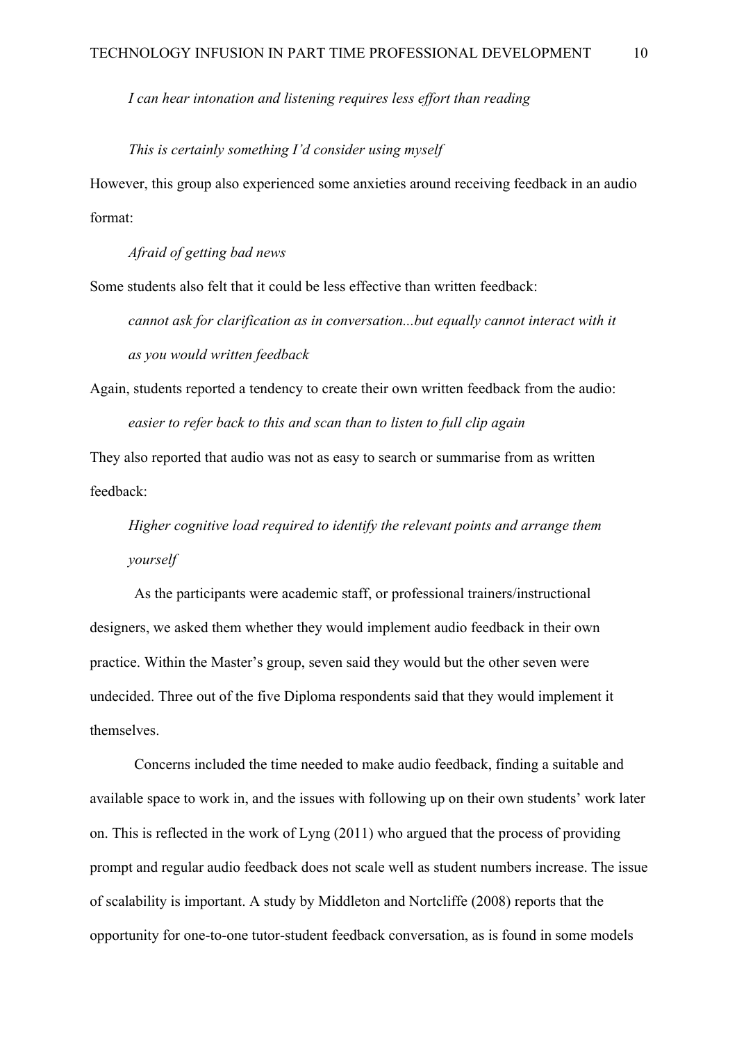*I can hear intonation and listening requires less effort than reading*

*This is certainly something I'd consider using myself*

However, this group also experienced some anxieties around receiving feedback in an audio format:

*Afraid of getting bad news*

Some students also felt that it could be less effective than written feedback:

*cannot ask for clarification as in conversation...but equally cannot interact with it as you would written feedback*

Again, students reported a tendency to create their own written feedback from the audio:

*easier to refer back to this and scan than to listen to full clip again*

They also reported that audio was not as easy to search or summarise from as written feedback:

*Higher cognitive load required to identify the relevant points and arrange them yourself*

As the participants were academic staff, or professional trainers/instructional designers, we asked them whether they would implement audio feedback in their own practice. Within the Master's group, seven said they would but the other seven were undecided. Three out of the five Diploma respondents said that they would implement it themselves.

Concerns included the time needed to make audio feedback, finding a suitable and available space to work in, and the issues with following up on their own students' work later on. This is reflected in the work of Lyng (2011) who argued that the process of providing prompt and regular audio feedback does not scale well as student numbers increase. The issue of scalability is important. A study by Middleton and Nortcliffe (2008) reports that the opportunity for one-to-one tutor-student feedback conversation, as is found in some models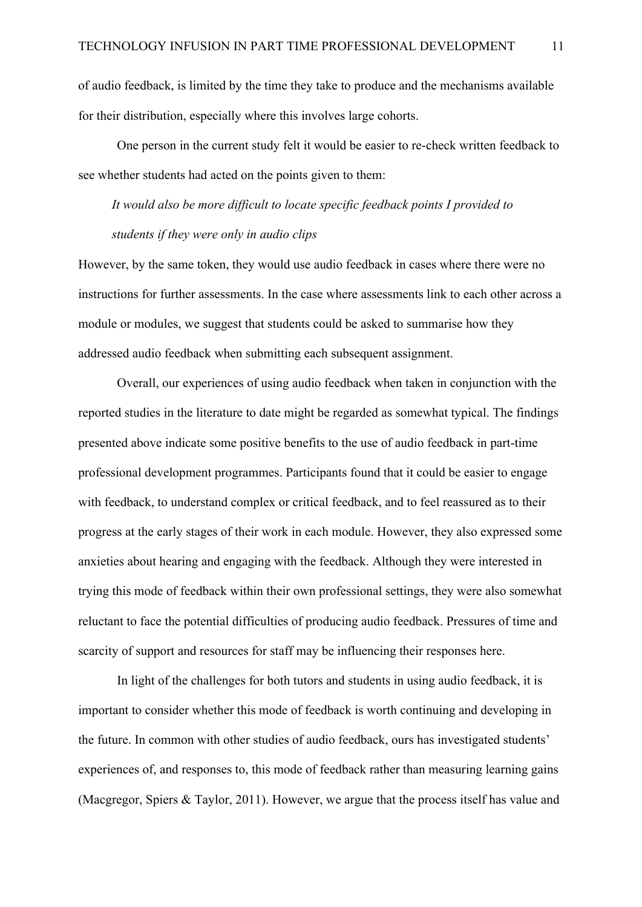of audio feedback, is limited by the time they take to produce and the mechanisms available for their distribution, especially where this involves large cohorts.

One person in the current study felt it would be easier to re-check written feedback to see whether students had acted on the points given to them:

> *It would also be more difficult to locate specific feedback points I provided to students if they were only in audio clips*

However, by the same token, they would use audio feedback in cases where there were no instructions for further assessments. In the case where assessments link to each other across a module or modules, we suggest that students could be asked to summarise how they addressed audio feedback when submitting each subsequent assignment.

Overall, our experiences of using audio feedback when taken in conjunction with the reported studies in the literature to date might be regarded as somewhat typical. The findings presented above indicate some positive benefits to the use of audio feedback in part-time professional development programmes. Participants found that it could be easier to engage with feedback, to understand complex or critical feedback, and to feel reassured as to their progress at the early stages of their work in each module. However, they also expressed some anxieties about hearing and engaging with the feedback. Although they were interested in trying this mode of feedback within their own professional settings, they were also somewhat reluctant to face the potential difficulties of producing audio feedback. Pressures of time and scarcity of support and resources for staff may be influencing their responses here.

In light of the challenges for both tutors and students in using audio feedback, it is important to consider whether this mode of feedback is worth continuing and developing in the future. In common with other studies of audio feedback, ours has investigated students' experiences of, and responses to, this mode of feedback rather than measuring learning gains (Macgregor, Spiers & Taylor, 2011). However, we argue that the process itself has value and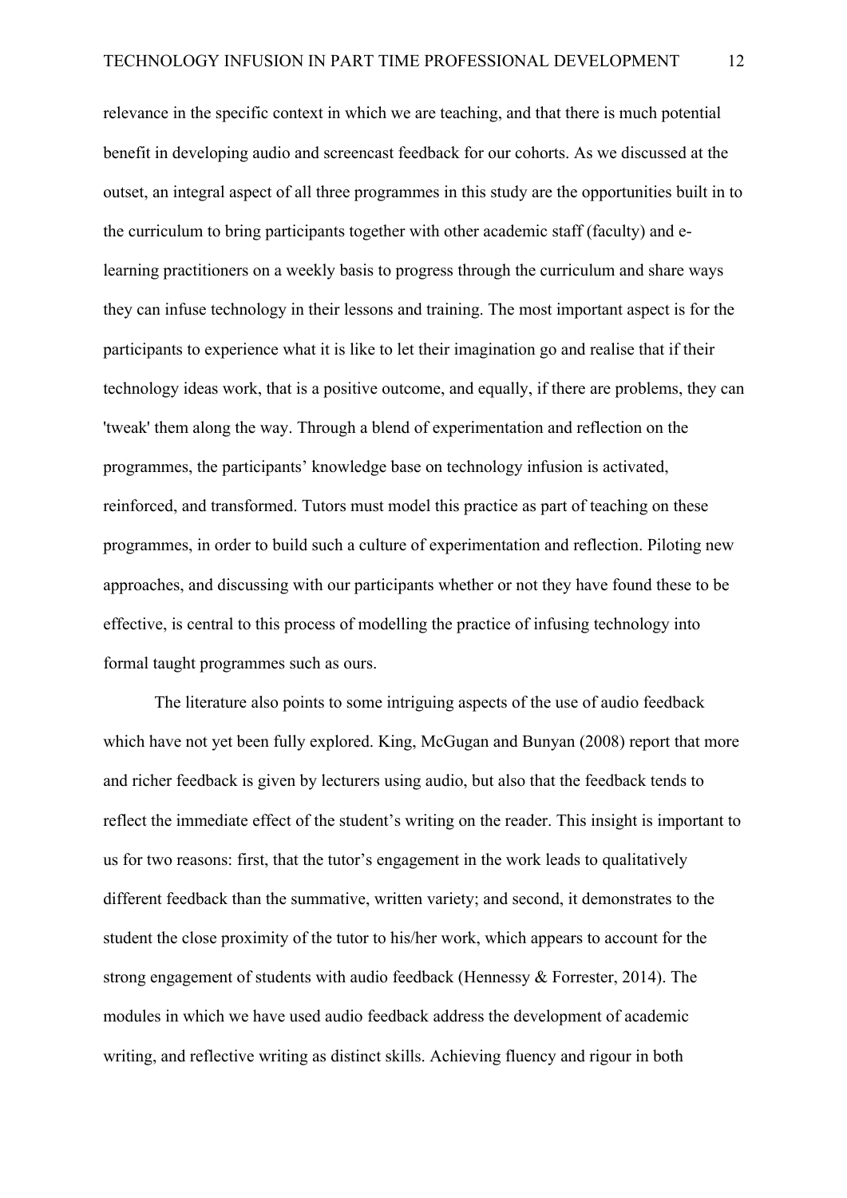relevance in the specific context in which we are teaching, and that there is much potential benefit in developing audio and screencast feedback for our cohorts. As we discussed at the outset, an integral aspect of all three programmes in this study are the opportunities built in to the curriculum to bring participants together with other academic staff (faculty) and e-learning practitioners on a weekly basis to progress through the curriculum and share ways they can infuse technology in their lessons and training. The most important aspect is for the participants to experience what it is like to let their imagination go and realise that if their technology ideas work, that is a positive outcome, and equally, if there are problems, they can 'tweak' them along the way. Through a blend of experimentation and reflection on the programmes, the participants' knowledge base on technology infusion is activated, reinforced, and transformed. Tutors must model this practice as part of teaching on these programmes, in order to build such a culture of experimentation and reflection. Piloting new approaches, and discussing with our participants whether or not they have found these to be effective, is central to this process of modelling the practice of infusing technology into formal taught programmes such as ours.

The literature also points to some intriguing aspects of the use of audio feedback which have not yet been fully explored. King, McGugan and Bunyan (2008) report that more and richer feedback is given by lecturers using audio, but also that the feedback tends to reflect the immediate effect of the student's writing on the reader. This insight is important to us for two reasons: first, that the tutor's engagement in the work leads to qualitatively different feedback than the summative, written variety; and second, it demonstrates to the student the close proximity of the tutor to his/her work, which appears to account for the strong engagement of students with audio feedback (Hennessy & Forrester, 2014). The modules in which we have used audio feedback address the development of academic writing, and reflective writing as distinct skills. Achieving fluency and rigour in both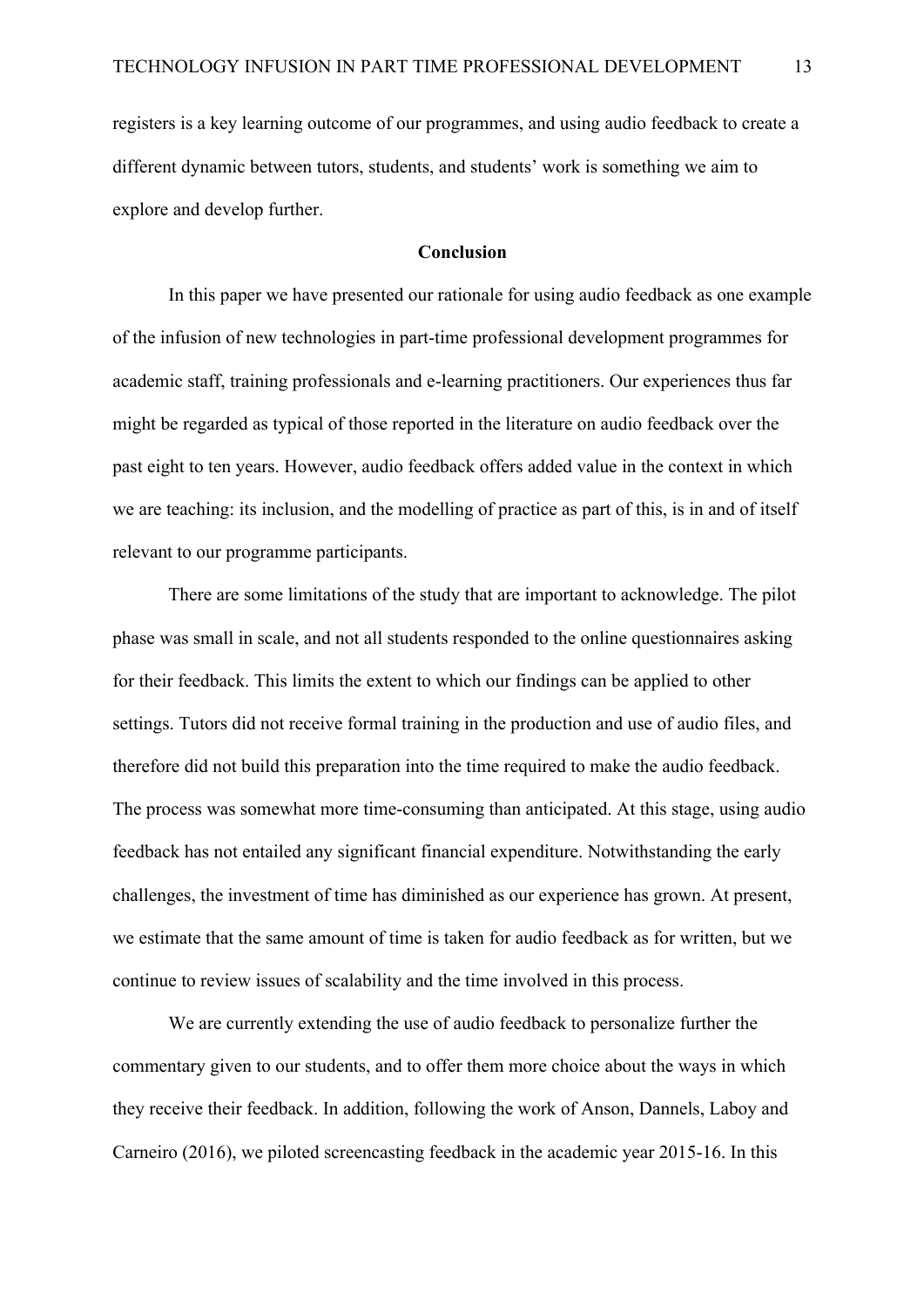registers is a key learning outcome of our programmes, and using audio feedback to create a different dynamic between tutors, students, and students' work is something we aim to explore and develop further.

## Conclusion

In this paper we have presented our rationale for using audio feedback as one example of the infusion of new technologies in part-time professional development programmes for academic staff, training professionals and e-learning practitioners. Our experiences thus far might be regarded as typical of those reported in the literature on audio feedback over the past eight to ten years. However, audio feedback offers added value in the context in which we are teaching: its inclusion, and the modelling of practice as part of this, is in and of itself relevant to our programme participants.

There are some limitations of the study that are important to acknowledge. The pilot phase was small in scale, and not all students responded to the online questionnaires asking for their feedback. This limits the extent to which our findings can be applied to other settings. Tutors did not receive formal training in the production and use of audio files, and therefore did not build this preparation into the time required to make the audio feedback. The process was somewhat more time-consuming than anticipated. At this stage, using audio feedback has not entailed any significant financial expenditure. Notwithstanding the early challenges, the investment of time has diminished as our experience has grown. At present, we estimate that the same amount of time is taken for audio feedback as for written, but we continue to review issues of scalability and the time involved in this process.

We are currently extending the use of audio feedback to personalize further the commentary given to our students, and to offer them more choice about the ways in which they receive their feedback. In addition, following the work of Anson, Dannels, Laboy and Carneiro (2016), we piloted screencasting feedback in the academic year 2015-16. In this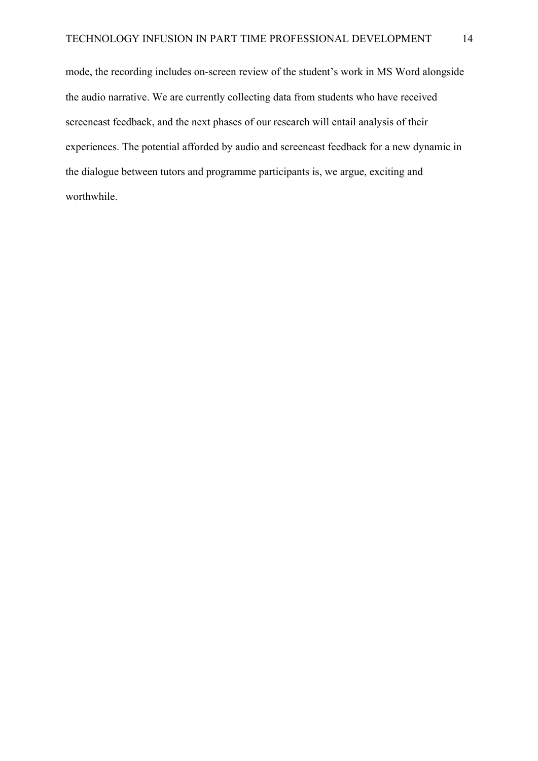mode, the recording includes on-screen review of the student's work in MS Word alongside the audio narrative. We are currently collecting data from students who have received screencast feedback, and the next phases of our research will entail analysis of their experiences. The potential afforded by audio and screencast feedback for a new dynamic in the dialogue between tutors and programme participants is, we argue, exciting and worthwhile.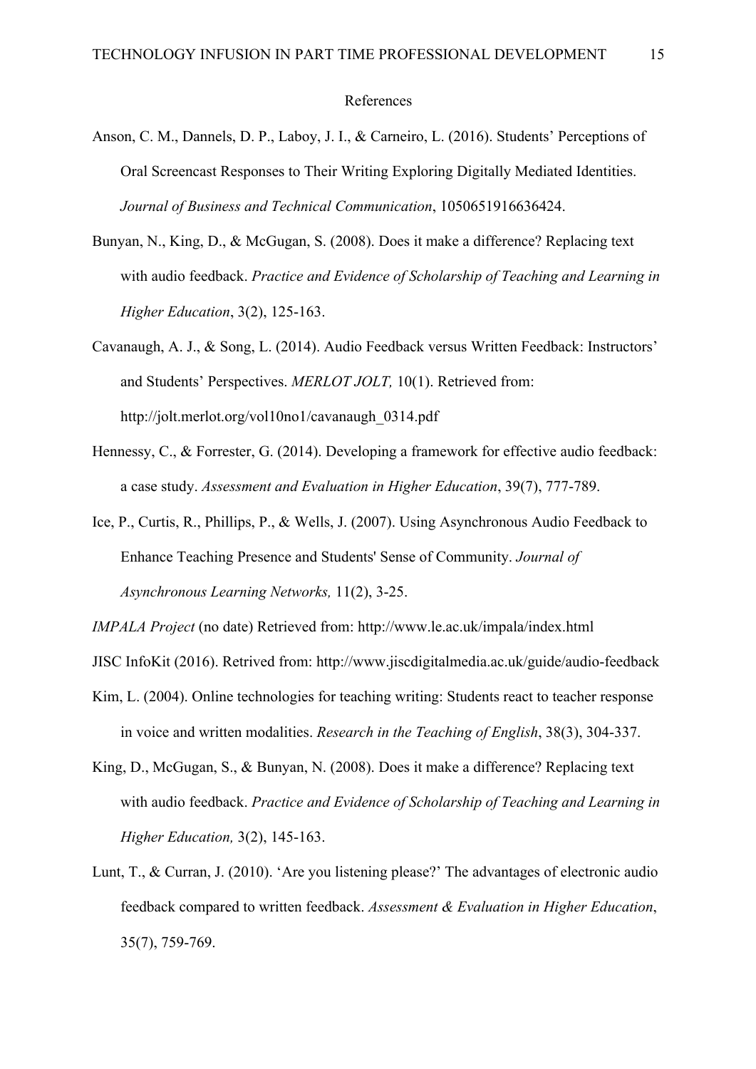# References

Anson, C. M., Dannels, D. P., Laboy, J. I., & Carneiro, L. (2016). Students' Perceptions of Oral Screencast Responses to Their Writing Exploring Digitally Mediated Identities. *Journal of Business and Technical Communication*, 1050651916636424.

Bunyan, N., King, D., & McGugan, S. (2008). Does it make a difference? Replacing text with audio feedback. *Practice and Evidence of Scholarship of Teaching and Learning in Higher Education*, 3(2), 125-163.

Cavanaugh, A. J., & Song, L. (2014). Audio Feedback versus Written Feedback: Instructors' and Students' Perspectives. *MERLOT JOLT,* 10(1). Retrieved from: http://jolt.merlot.org/vol10no1/cavanaugh_0314.pdf

Hennessy, C., & Forrester, G. (2014). Developing a framework for effective audio feedback: a case study. *Assessment and Evaluation in Higher Education*, 39(7), 777-789.

Ice, P., Curtis, R., Phillips, P., & Wells, J. (2007). Using Asynchronous Audio Feedback to Enhance Teaching Presence and Students' Sense of Community. *Journal of Asynchronous Learning Networks,* 11(2), 3-25.

*IMPALA Project* (no date) Retrieved from: http://www.le.ac.uk/impala/index.html

JISC InfoKit (2016). Retrived from: http://www.jiscdigitalmedia.ac.uk/guide/audio-feedback

Kim, L. (2004). Online technologies for teaching writing: Students react to teacher response in voice and written modalities. *Research in the Teaching of English*, 38(3), 304-337.

King, D., McGugan, S., & Bunyan, N. (2008). Does it make a difference? Replacing text with audio feedback. *Practice and Evidence of Scholarship of Teaching and Learning in Higher Education,* 3(2), 145-163.

Lunt, T., & Curran, J. (2010). 'Are you listening please?' The advantages of electronic audio feedback compared to written feedback. *Assessment & Evaluation in Higher Education*, 35(7), 759-769.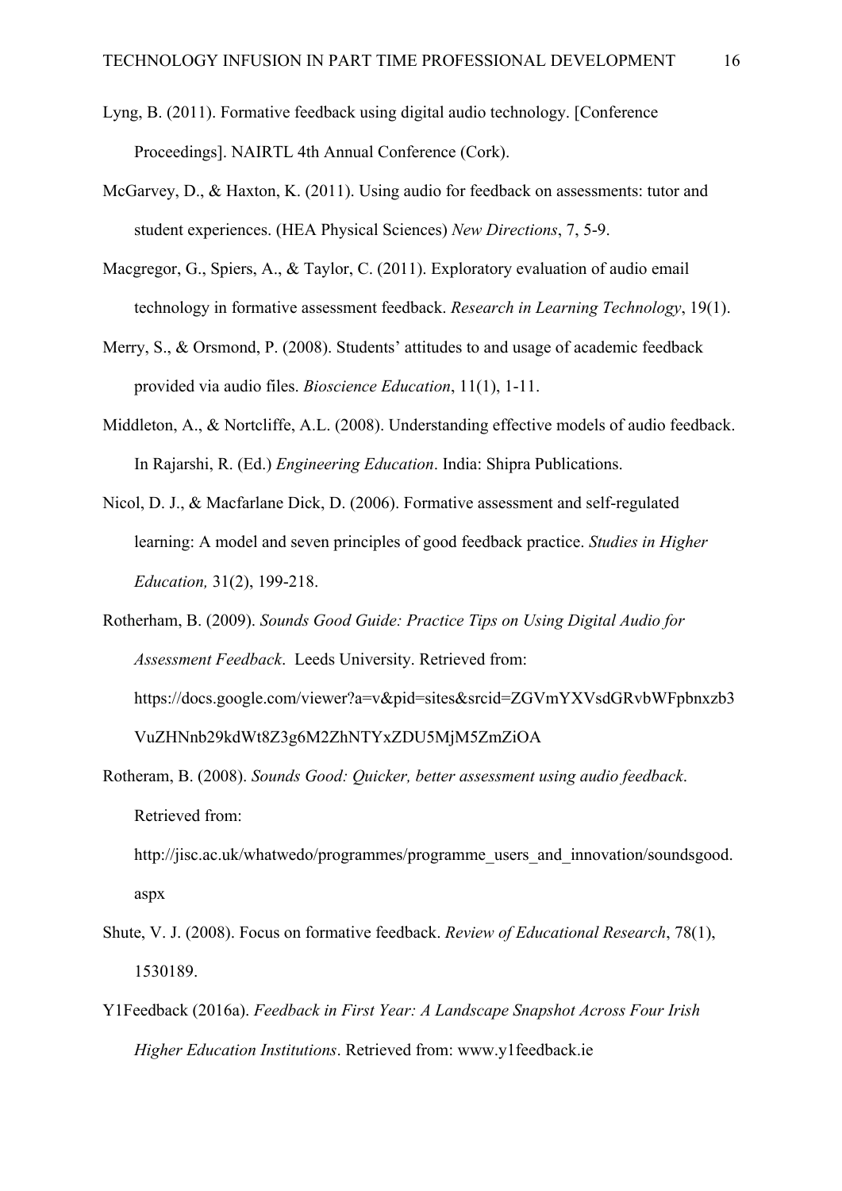Lyng, B. (2011). Formative feedback using digital audio technology. [Conference Proceedings]. NAIRTL 4th Annual Conference (Cork).

McGarvey, D., & Haxton, K. (2011). Using audio for feedback on assessments: tutor and student experiences. (HEA Physical Sciences) *New Directions*, 7, 5-9.

Macgregor, G., Spiers, A., & Taylor, C. (2011). Exploratory evaluation of audio email technology in formative assessment feedback. *Research in Learning Technology*, 19(1).

Merry, S., & Orsmond, P. (2008). Students' attitudes to and usage of academic feedback provided via audio files. *Bioscience Education*, 11(1), 1-11.

Middleton, A., & Nortcliffe, A.L. (2008). Understanding effective models of audio feedback. In Rajarshi, R. (Ed.) *Engineering Education*. India: Shipra Publications.

Nicol, D. J., & Macfarlane Dick, D. (2006). Formative assessment and self-regulated learning: A model and seven principles of good feedback practice. *Studies in Higher Education,* 31(2), 199-218.

Rotherham, B. (2009). *Sounds Good Guide: Practice Tips on Using Digital Audio for Assessment Feedback*. Leeds University. Retrieved from: https://docs.google.com/viewer?a=v&pid=sites&srcid=ZGVmYXVsdGRvbWFpbnxzb3VuZHNnb29kdWt8Z3g6M2ZhNTYxZDU5MjM5ZmZiOA

Rotheram, B. (2008). *Sounds Good: Quicker, better assessment using audio feedback*. Retrieved from: http://jisc.ac.uk/whatwedo/programmes/programme_users_and_innovation/soundsgood.aspx

Shute, V. J. (2008). Focus on formative feedback. *Review of Educational Research*, 78(1), 1530189.

Y1Feedback (2016a). *Feedback in First Year: A Landscape Snapshot Across Four Irish Higher Education Institutions*. Retrieved from: www.y1feedback.ie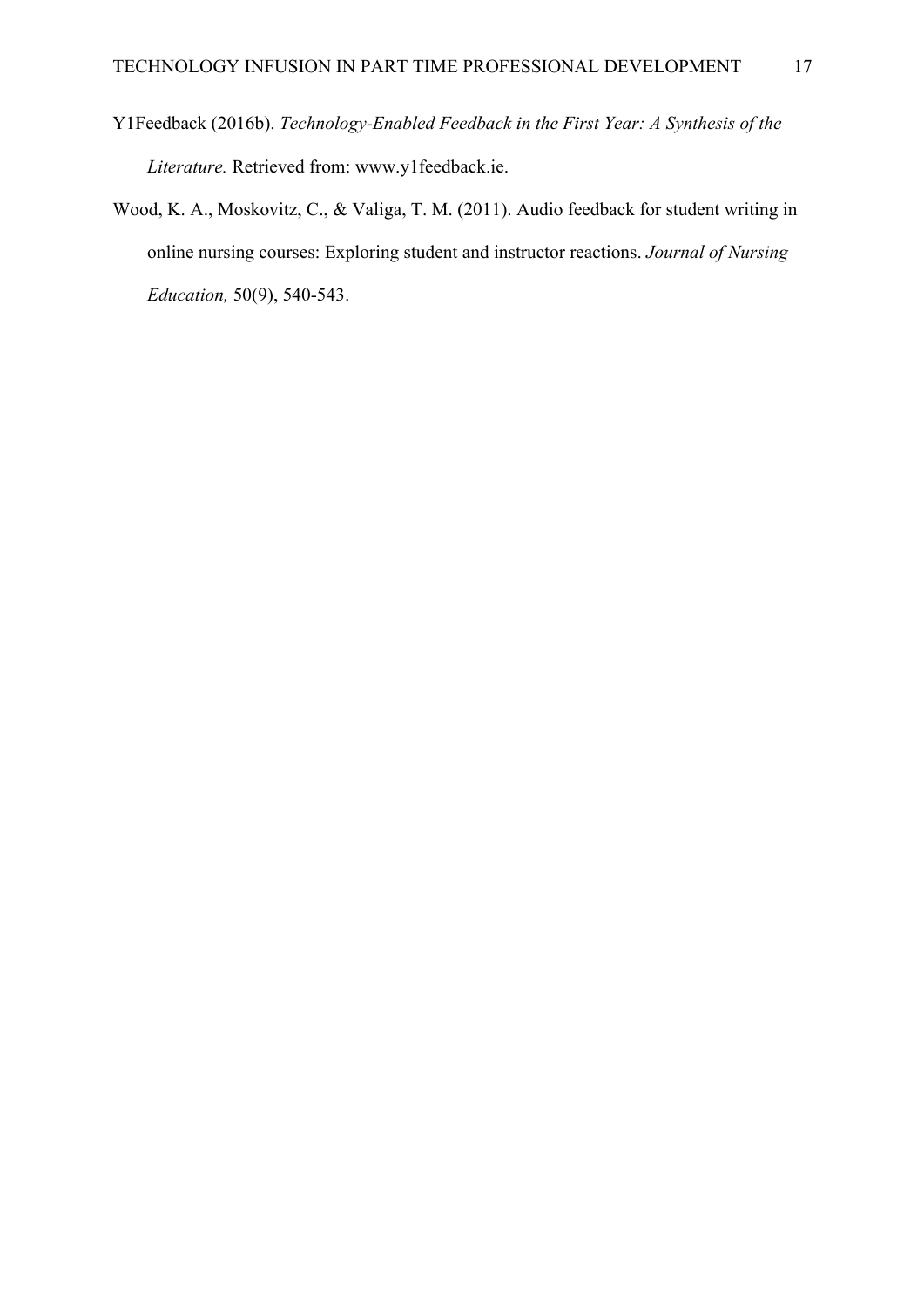Y1Feedback (2016b). *Technology-Enabled Feedback in the First Year: A Synthesis of the Literature.* Retrieved from: www.y1feedback.ie.

Wood, K. A., Moskovitz, C., & Valiga, T. M. (2011). Audio feedback for student writing in online nursing courses: Exploring student and instructor reactions. *Journal of Nursing Education,* 50(9), 540-543.